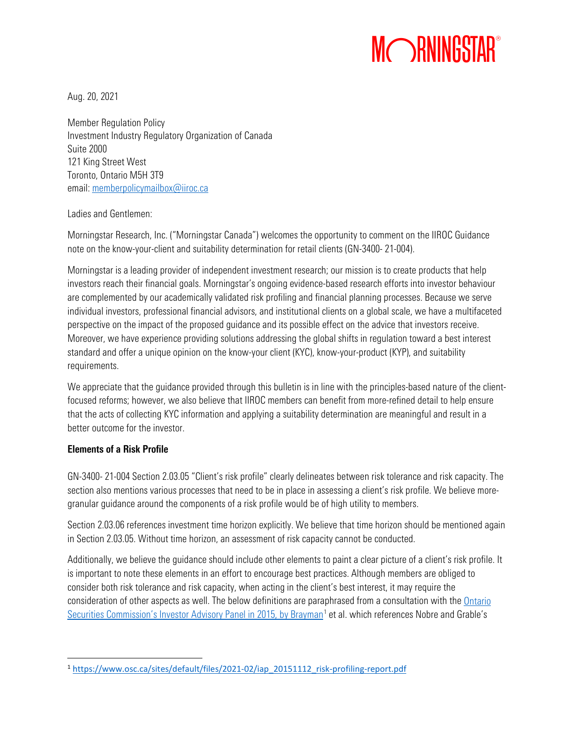Aug. 20, 2021

Member Regulation Policy
Investment Industry Regulatory Organization of Canada
Suite 2000
121 King Street West
Toronto, Ontario M5H 3T9
email: memberpolicymailbox@iiroc.ca

Ladies and Gentlemen:

Morningstar Research, Inc. ("Morningstar Canada") welcomes the opportunity to comment on the IIROC Guidance note on the know-your-client and suitability determination for retail clients (GN-3400- 21-004).

Morningstar is a leading provider of independent investment research; our mission is to create products that help investors reach their financial goals. Morningstar's ongoing evidence-based research efforts into investor behaviour are complemented by our academically validated risk profiling and financial planning processes. Because we serve individual investors, professional financial advisors, and institutional clients on a global scale, we have a multifaceted perspective on the impact of the proposed guidance and its possible effect on the advice that investors receive. Moreover, we have experience providing solutions addressing the global shifts in regulation toward a best interest standard and offer a unique opinion on the know-your client (KYC), know-your-product (KYP), and suitability requirements.

We appreciate that the guidance provided through this bulletin is in line with the principles-based nature of the client-focused reforms; however, we also believe that IIROC members can benefit from more-refined detail to help ensure that the acts of collecting KYC information and applying a suitability determination are meaningful and result in a better outcome for the investor.

**Elements of a Risk Profile**

GN-3400- 21-004 Section 2.03.05 "Client's risk profile" clearly delineates between risk tolerance and risk capacity. The section also mentions various processes that need to be in place in assessing a client's risk profile. We believe more-granular guidance around the components of a risk profile would be of high utility to members.

Section 2.03.06 references investment time horizon explicitly. We believe that time horizon should be mentioned again in Section 2.03.05. Without time horizon, an assessment of risk capacity cannot be conducted.

Additionally, we believe the guidance should include other elements to paint a clear picture of a client's risk profile. It is important to note these elements in an effort to encourage best practices. Although members are obliged to consider both risk tolerance and risk capacity, when acting in the client's best interest, it may require the consideration of other aspects as well. The below definitions are paraphrased from a consultation with the Ontario Securities Commission's Investor Advisory Panel in 2015, by Brayman[1] et al. which references Nobre and Grable's

[1] https://www.osc.ca/sites/default/files/2021-02/iap_20151112_risk-profiling-report.pdf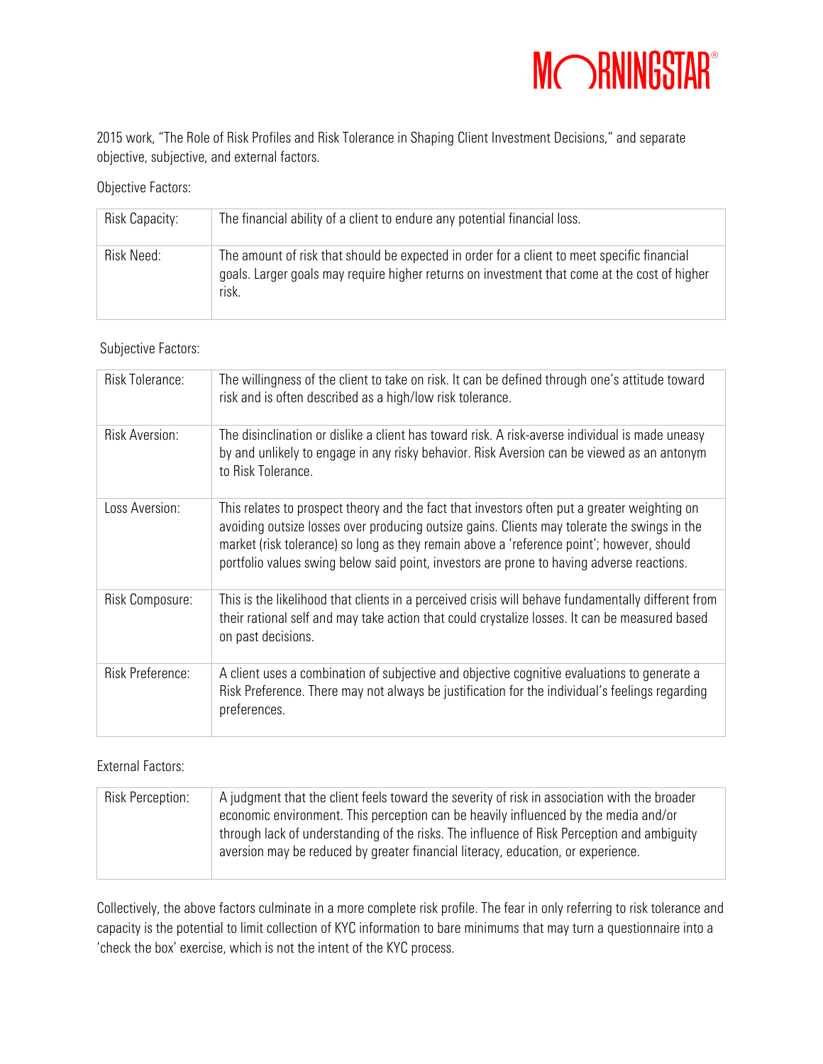2015 work, "The Role of Risk Profiles and Risk Tolerance in Shaping Client Investment Decisions," and separate objective, subjective, and external factors.

Objective Factors:

| | |
|---|---|
| Risk Capacity: | The financial ability of a client to endure any potential financial loss. |
| Risk Need: | The amount of risk that should be expected in order for a client to meet specific financial goals. Larger goals may require higher returns on investment that come at the cost of higher risk. |

Subjective Factors:

| | |
|---|---|
| Risk Tolerance: | The willingness of the client to take on risk. It can be defined through one's attitude toward risk and is often described as a high/low risk tolerance. |
| Risk Aversion: | The disinclination or dislike a client has toward risk. A risk-averse individual is made uneasy by and unlikely to engage in any risky behavior. Risk Aversion can be viewed as an antonym to Risk Tolerance. |
| Loss Aversion: | This relates to prospect theory and the fact that investors often put a greater weighting on avoiding outsize losses over producing outsize gains. Clients may tolerate the swings in the market (risk tolerance) so long as they remain above a 'reference point'; however, should portfolio values swing below said point, investors are prone to having adverse reactions. |
| Risk Composure: | This is the likelihood that clients in a perceived crisis will behave fundamentally different from their rational self and may take action that could crystalize losses. It can be measured based on past decisions. |
| Risk Preference: | A client uses a combination of subjective and objective cognitive evaluations to generate a Risk Preference. There may not always be justification for the individual's feelings regarding preferences. |

External Factors:

| | |
|---|---|
| Risk Perception: | A judgment that the client feels toward the severity of risk in association with the broader economic environment. This perception can be heavily influenced by the media and/or through lack of understanding of the risks. The influence of Risk Perception and ambiguity aversion may be reduced by greater financial literacy, education, or experience. |

Collectively, the above factors culminate in a more complete risk profile. The fear in only referring to risk tolerance and capacity is the potential to limit collection of KYC information to bare minimums that may turn a questionnaire into a 'check the box' exercise, which is not the intent of the KYC process.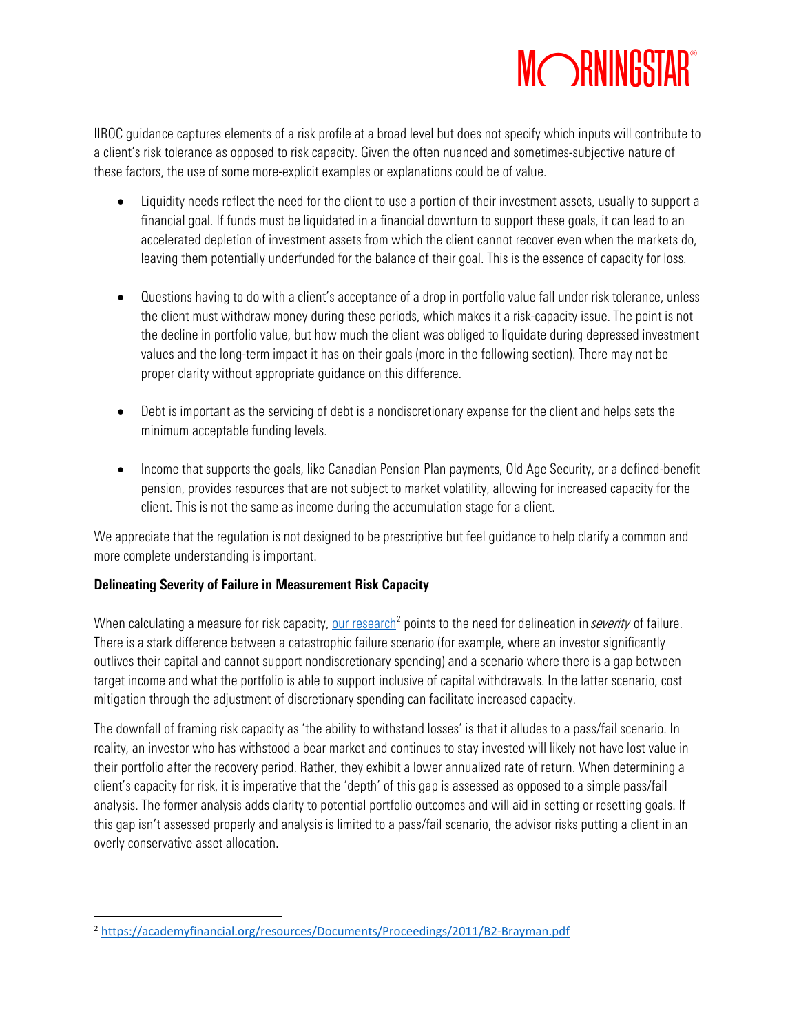IIROC guidance captures elements of a risk profile at a broad level but does not specify which inputs will contribute to a client's risk tolerance as opposed to risk capacity. Given the often nuanced and sometimes-subjective nature of these factors, the use of some more-explicit examples or explanations could be of value.

- Liquidity needs reflect the need for the client to use a portion of their investment assets, usually to support a financial goal. If funds must be liquidated in a financial downturn to support these goals, it can lead to an accelerated depletion of investment assets from which the client cannot recover even when the markets do, leaving them potentially underfunded for the balance of their goal. This is the essence of capacity for loss.

- Questions having to do with a client's acceptance of a drop in portfolio value fall under risk tolerance, unless the client must withdraw money during these periods, which makes it a risk-capacity issue. The point is not the decline in portfolio value, but how much the client was obliged to liquidate during depressed investment values and the long-term impact it has on their goals (more in the following section). There may not be proper clarity without appropriate guidance on this difference.

- Debt is important as the servicing of debt is a nondiscretionary expense for the client and helps sets the minimum acceptable funding levels.

- Income that supports the goals, like Canadian Pension Plan payments, Old Age Security, or a defined-benefit pension, provides resources that are not subject to market volatility, allowing for increased capacity for the client. This is not the same as income during the accumulation stage for a client.

We appreciate that the regulation is not designed to be prescriptive but feel guidance to help clarify a common and more complete understanding is important.

**Delineating Severity of Failure in Measurement Risk Capacity**

When calculating a measure for risk capacity, [our research](https://academyfinancial.org/resources/Documents/Proceedings/2011/B2-Brayman.pdf)[2] points to the need for delineation in *severity* of failure. There is a stark difference between a catastrophic failure scenario (for example, where an investor significantly outlives their capital and cannot support nondiscretionary spending) and a scenario where there is a gap between target income and what the portfolio is able to support inclusive of capital withdrawals. In the latter scenario, cost mitigation through the adjustment of discretionary spending can facilitate increased capacity.

The downfall of framing risk capacity as 'the ability to withstand losses' is that it alludes to a pass/fail scenario. In reality, an investor who has withstood a bear market and continues to stay invested will likely not have lost value in their portfolio after the recovery period. Rather, they exhibit a lower annualized rate of return. When determining a client's capacity for risk, it is imperative that the 'depth' of this gap is assessed as opposed to a simple pass/fail analysis. The former analysis adds clarity to potential portfolio outcomes and will aid in setting or resetting goals. If this gap isn't assessed properly and analysis is limited to a pass/fail scenario, the advisor risks putting a client in an overly conservative asset allocation.

[2] https://academyfinancial.org/resources/Documents/Proceedings/2011/B2-Brayman.pdf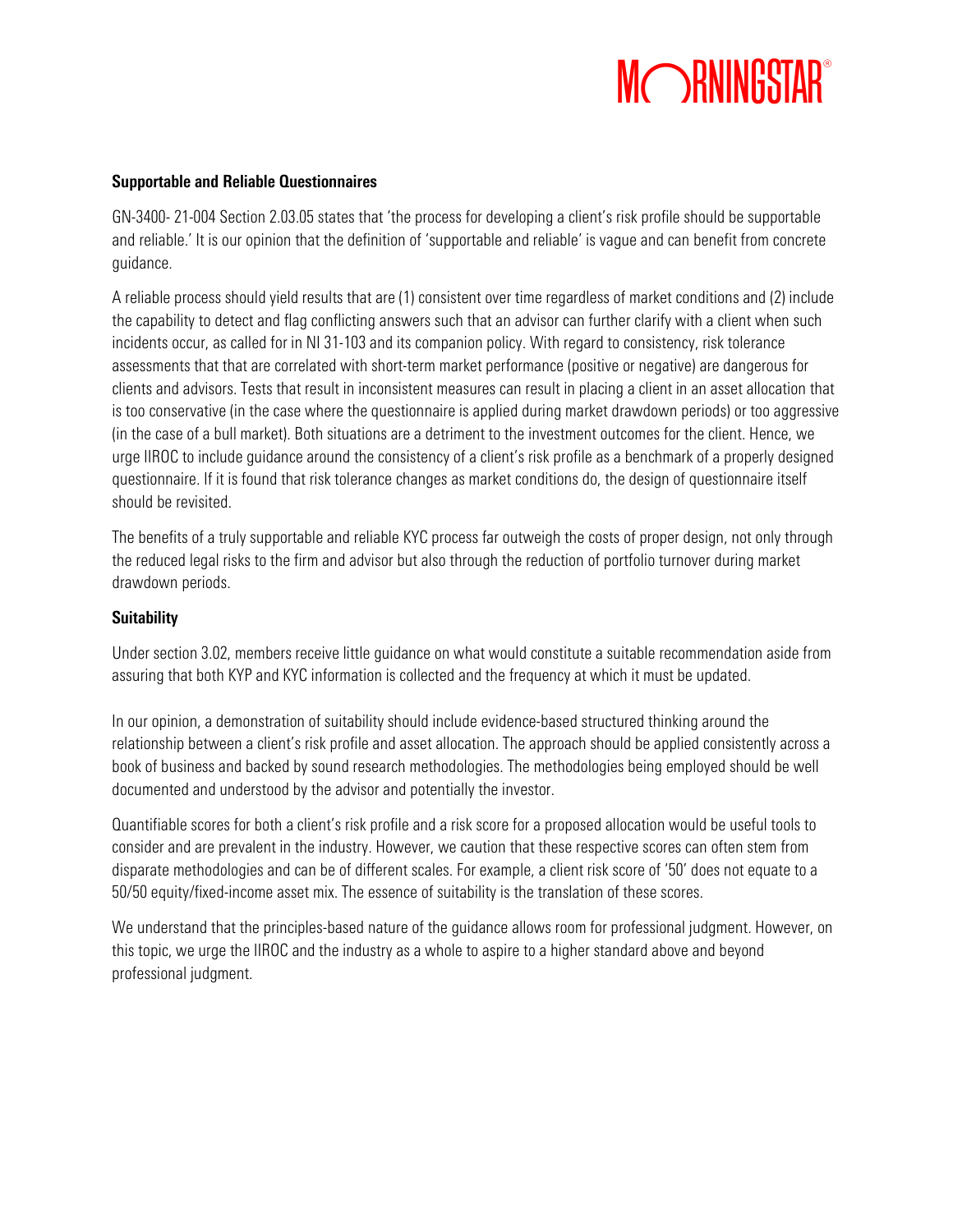**Supportable and Reliable Questionnaires**

GN-3400- 21-004 Section 2.03.05 states that 'the process for developing a client's risk profile should be supportable and reliable.' It is our opinion that the definition of 'supportable and reliable' is vague and can benefit from concrete guidance.

A reliable process should yield results that are (1) consistent over time regardless of market conditions and (2) include the capability to detect and flag conflicting answers such that an advisor can further clarify with a client when such incidents occur, as called for in NI 31-103 and its companion policy. With regard to consistency, risk tolerance assessments that that are correlated with short-term market performance (positive or negative) are dangerous for clients and advisors. Tests that result in inconsistent measures can result in placing a client in an asset allocation that is too conservative (in the case where the questionnaire is applied during market drawdown periods) or too aggressive (in the case of a bull market). Both situations are a detriment to the investment outcomes for the client. Hence, we urge IIROC to include guidance around the consistency of a client's risk profile as a benchmark of a properly designed questionnaire. If it is found that risk tolerance changes as market conditions do, the design of questionnaire itself should be revisited.

The benefits of a truly supportable and reliable KYC process far outweigh the costs of proper design, not only through the reduced legal risks to the firm and advisor but also through the reduction of portfolio turnover during market drawdown periods.

**Suitability**

Under section 3.02, members receive little guidance on what would constitute a suitable recommendation aside from assuring that both KYP and KYC information is collected and the frequency at which it must be updated.

In our opinion, a demonstration of suitability should include evidence-based structured thinking around the relationship between a client's risk profile and asset allocation. The approach should be applied consistently across a book of business and backed by sound research methodologies. The methodologies being employed should be well documented and understood by the advisor and potentially the investor.

Quantifiable scores for both a client's risk profile and a risk score for a proposed allocation would be useful tools to consider and are prevalent in the industry. However, we caution that these respective scores can often stem from disparate methodologies and can be of different scales. For example, a client risk score of '50' does not equate to a 50/50 equity/fixed-income asset mix. The essence of suitability is the translation of these scores.

We understand that the principles-based nature of the guidance allows room for professional judgment. However, on this topic, we urge the IIROC and the industry as a whole to aspire to a higher standard above and beyond professional judgment.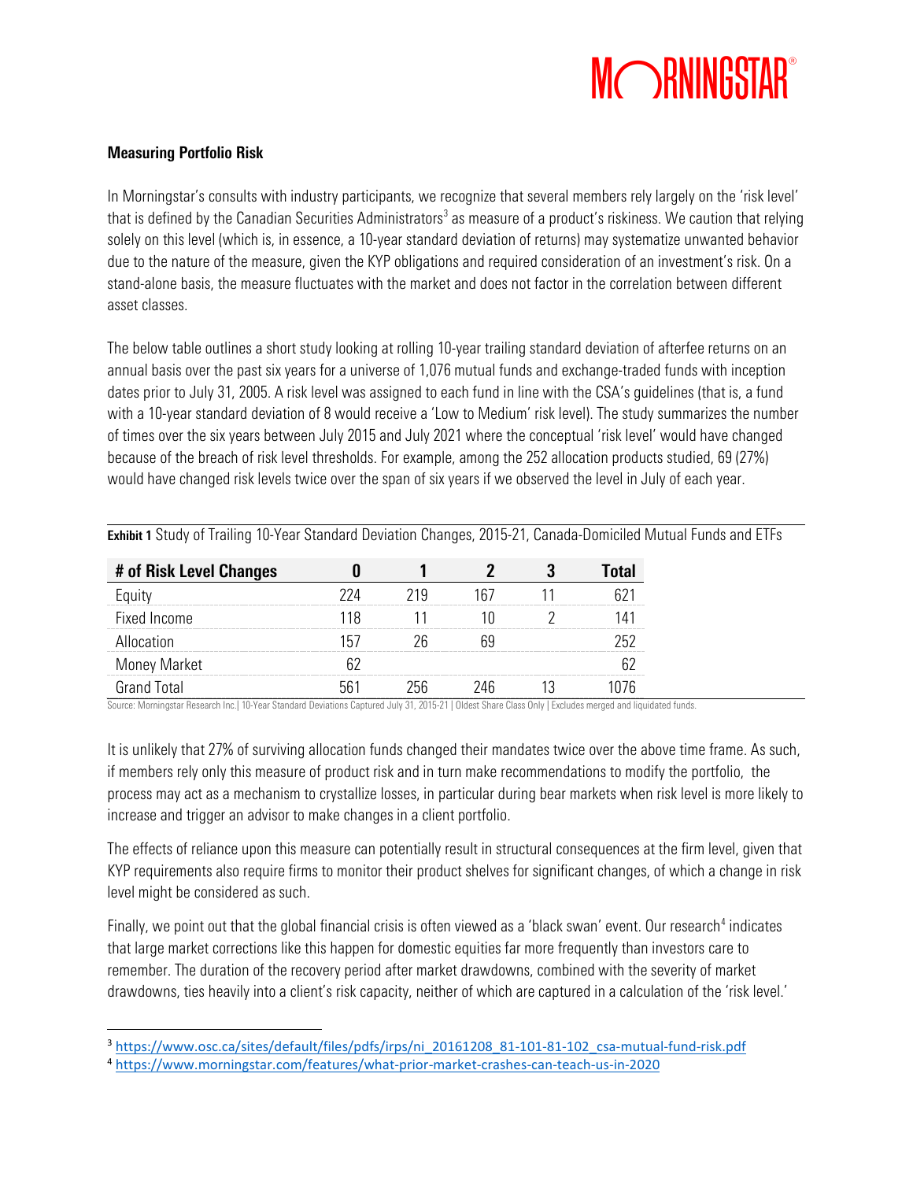**Measuring Portfolio Risk**

In Morningstar's consults with industry participants, we recognize that several members rely largely on the 'risk level' that is defined by the Canadian Securities Administrators[3] as measure of a product's riskiness. We caution that relying solely on this level (which is, in essence, a 10-year standard deviation of returns) may systematize unwanted behavior due to the nature of the measure, given the KYP obligations and required consideration of an investment's risk. On a stand-alone basis, the measure fluctuates with the market and does not factor in the correlation between different asset classes.

The below table outlines a short study looking at rolling 10-year trailing standard deviation of afterfee returns on an annual basis over the past six years for a universe of 1,076 mutual funds and exchange-traded funds with inception dates prior to July 31, 2005. A risk level was assigned to each fund in line with the CSA's guidelines (that is, a fund with a 10-year standard deviation of 8 would receive a 'Low to Medium' risk level). The study summarizes the number of times over the six years between July 2015 and July 2021 where the conceptual 'risk level' would have changed because of the breach of risk level thresholds. For example, among the 252 allocation products studied, 69 (27%) would have changed risk levels twice over the span of six years if we observed the level in July of each year.

**Exhibit 1** Study of Trailing 10-Year Standard Deviation Changes, 2015-21, Canada-Domiciled Mutual Funds and ETFs

| # of Risk Level Changes | 0 | 1 | 2 | 3 | Total |
|---|---|---|---|---|---|
| Equity | 224 | 219 | 167 | 11 | 621 |
| Fixed Income | 118 | 11 | 10 | 2 | 141 |
| Allocation | 157 | 26 | 69 | | 252 |
| Money Market | 62 | | | | 62 |
| Grand Total | 561 | 256 | 246 | 13 | 1076 |

Source: Morningstar Research Inc.| 10-Year Standard Deviations Captured July 31, 2015-21 | Oldest Share Class Only | Excludes merged and liquidated funds.

It is unlikely that 27% of surviving allocation funds changed their mandates twice over the above time frame. As such, if members rely only this measure of product risk and in turn make recommendations to modify the portfolio, the process may act as a mechanism to crystallize losses, in particular during bear markets when risk level is more likely to increase and trigger an advisor to make changes in a client portfolio.

The effects of reliance upon this measure can potentially result in structural consequences at the firm level, given that KYP requirements also require firms to monitor their product shelves for significant changes, of which a change in risk level might be considered as such.

Finally, we point out that the global financial crisis is often viewed as a 'black swan' event. Our research[4] indicates that large market corrections like this happen for domestic equities far more frequently than investors care to remember. The duration of the recovery period after market drawdowns, combined with the severity of market drawdowns, ties heavily into a client's risk capacity, neither of which are captured in a calculation of the 'risk level.'

[3] https://www.osc.ca/sites/default/files/pdfs/irps/ni_20161208_81-101-81-102_csa-mutual-fund-risk.pdf

[4] https://www.morningstar.com/features/what-prior-market-crashes-can-teach-us-in-2020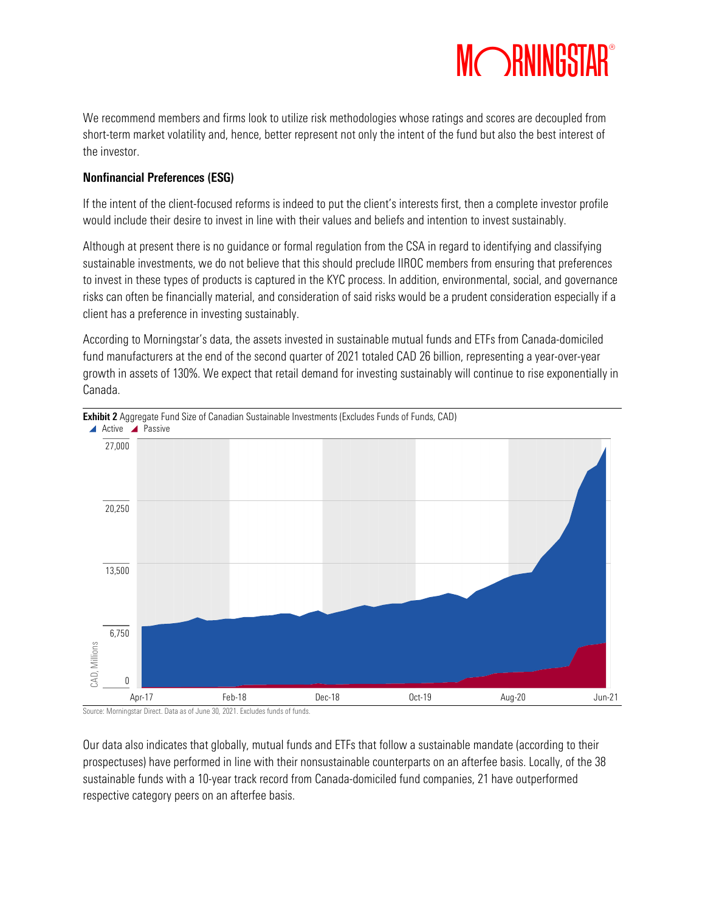We recommend members and firms look to utilize risk methodologies whose ratings and scores are decoupled from short-term market volatility and, hence, better represent not only the intent of the fund but also the best interest of the investor.

### Nonfinancial Preferences (ESG)

If the intent of the client-focused reforms is indeed to put the client's interests first, then a complete investor profile would include their desire to invest in line with their values and beliefs and intention to invest sustainably.

Although at present there is no guidance or formal regulation from the CSA in regard to identifying and classifying sustainable investments, we do not believe that this should preclude IIROC members from ensuring that preferences to invest in these types of products is captured in the KYC process. In addition, environmental, social, and governance risks can often be financially material, and consideration of said risks would be a prudent consideration especially if a client has a preference in investing sustainably.

According to Morningstar's data, the assets invested in sustainable mutual funds and ETFs from Canada-domiciled fund manufacturers at the end of the second quarter of 2021 totaled CAD 26 billion, representing a year-over-year growth in assets of 130%. We expect that retail demand for investing sustainably will continue to rise exponentially in Canada.

**Exhibit 2** Aggregate Fund Size of Canadian Sustainable Investments (Excludes Funds of Funds, CAD)

Active
Passive

27,000
20,250
13,500
6,750
0

CAD, Millions

Apr-17
Feb-18
Dec-18
Oct-19
Aug-20
Jun-21

Source: Morningstar Direct. Data as of June 30, 2021. Excludes funds of funds.

Our data also indicates that globally, mutual funds and ETFs that follow a sustainable mandate (according to their prospectuses) have performed in line with their nonsustainable counterparts on an afterfee basis. Locally, of the 38 sustainable funds with a 10-year track record from Canada-domiciled fund companies, 21 have outperformed respective category peers on an afterfee basis.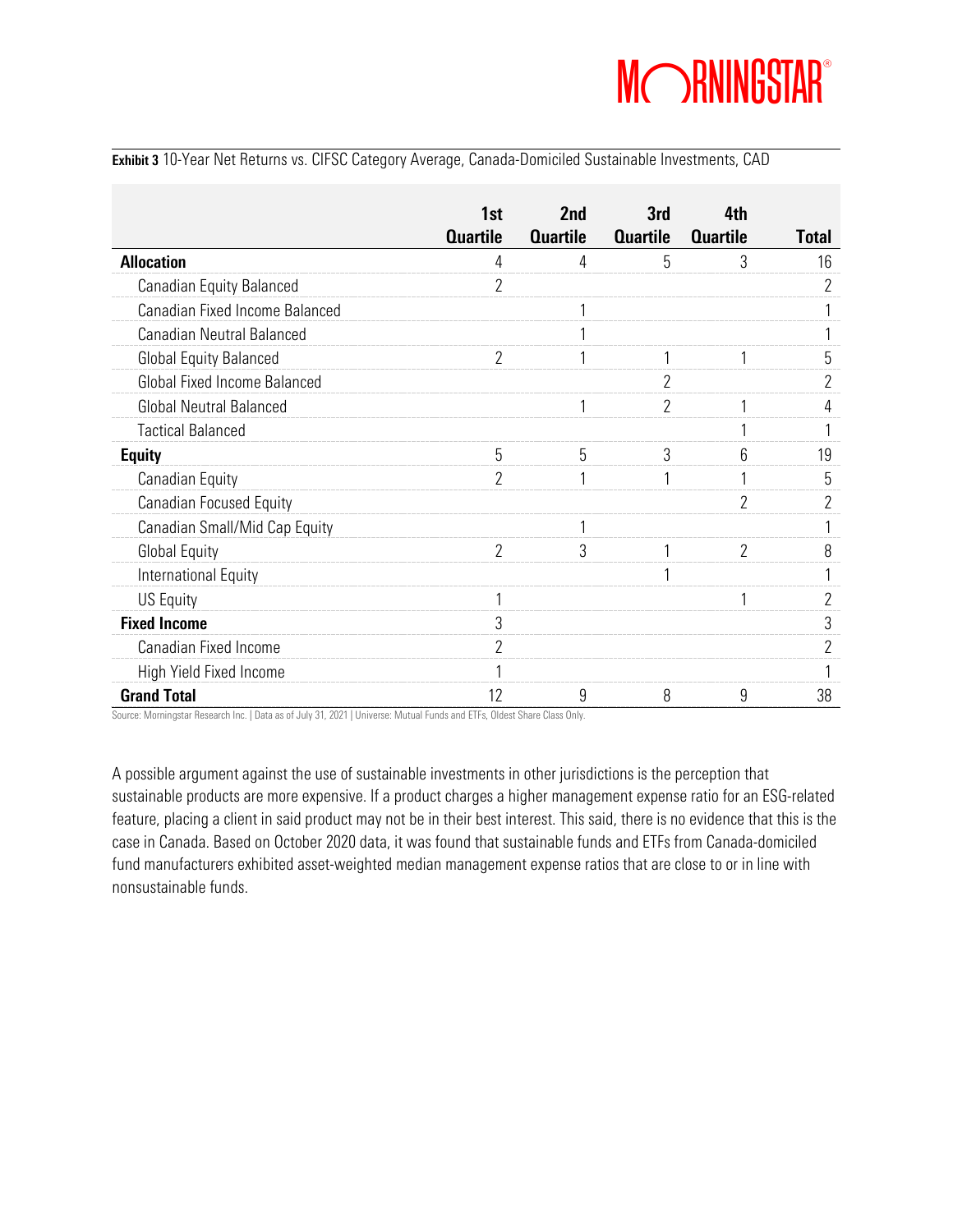**Exhibit 3** 10-Year Net Returns vs. CIFSC Category Average, Canada-Domiciled Sustainable Investments, CAD

| | 1st Quartile | 2nd Quartile | 3rd Quartile | 4th Quartile | Total |
|---|---|---|---|---|---|
| **Allocation** | 4 | 4 | 5 | 3 | 16 |
| Canadian Equity Balanced | 2 | | | | 2 |
| Canadian Fixed Income Balanced | | 1 | | | 1 |
| Canadian Neutral Balanced | | 1 | | | 1 |
| Global Equity Balanced | 2 | 1 | 1 | 1 | 5 |
| Global Fixed Income Balanced | | | 2 | | 2 |
| Global Neutral Balanced | | 1 | 2 | 1 | 4 |
| Tactical Balanced | | | | 1 | 1 |
| **Equity** | 5 | 5 | 3 | 6 | 19 |
| Canadian Equity | 2 | 1 | 1 | 1 | 5 |
| Canadian Focused Equity | | | | 2 | 2 |
| Canadian Small/Mid Cap Equity | | 1 | | | 1 |
| Global Equity | 2 | 3 | 1 | 2 | 8 |
| International Equity | | | 1 | | 1 |
| US Equity | 1 | | | 1 | 2 |
| **Fixed Income** | 3 | | | | 3 |
| Canadian Fixed Income | 2 | | | | 2 |
| High Yield Fixed Income | 1 | | | | 1 |
| **Grand Total** | 12 | 9 | 8 | 9 | 38 |

Source: Morningstar Research Inc. | Data as of July 31, 2021 | Universe: Mutual Funds and ETFs, Oldest Share Class Only.

A possible argument against the use of sustainable investments in other jurisdictions is the perception that sustainable products are more expensive. If a product charges a higher management expense ratio for an ESG-related feature, placing a client in said product may not be in their best interest. This said, there is no evidence that this is the case in Canada. Based on October 2020 data, it was found that sustainable funds and ETFs from Canada-domiciled fund manufacturers exhibited asset-weighted median management expense ratios that are close to or in line with nonsustainable funds.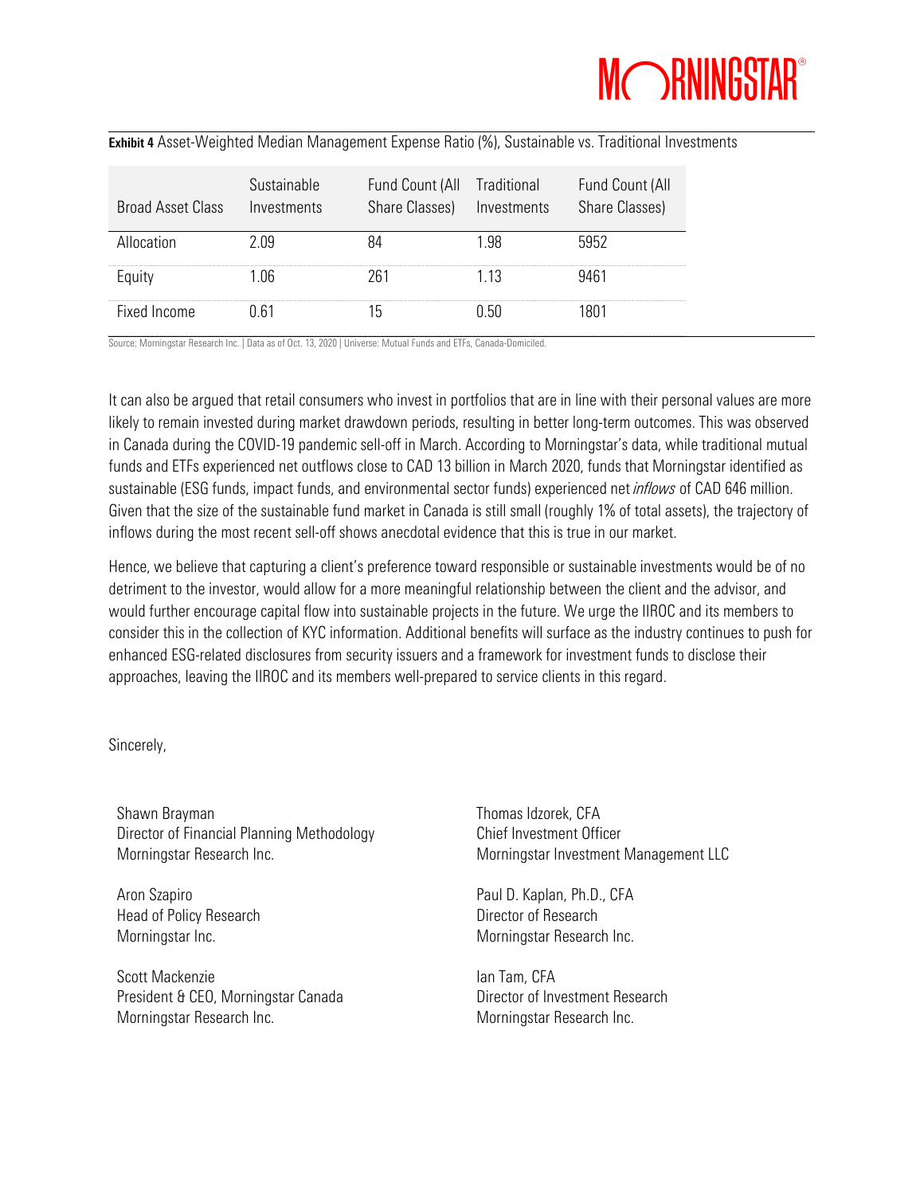**Exhibit 4** Asset-Weighted Median Management Expense Ratio (%), Sustainable vs. Traditional Investments

| Broad Asset Class | Sustainable Investments | Fund Count (All Share Classes) | Traditional Investments | Fund Count (All Share Classes) |
|---|---|---|---|---|
| Allocation | 2.09 | 84 | 1.98 | 5952 |
| Equity | 1.06 | 261 | 1.13 | 9461 |
| Fixed Income | 0.61 | 15 | 0.50 | 1801 |

Source: Morningstar Research Inc. | Data as of Oct. 13, 2020 | Universe: Mutual Funds and ETFs, Canada-Domiciled.

It can also be argued that retail consumers who invest in portfolios that are in line with their personal values are more likely to remain invested during market drawdown periods, resulting in better long-term outcomes. This was observed in Canada during the COVID-19 pandemic sell-off in March. According to Morningstar's data, while traditional mutual funds and ETFs experienced net outflows close to CAD 13 billion in March 2020, funds that Morningstar identified as sustainable (ESG funds, impact funds, and environmental sector funds) experienced net *inflows* of CAD 646 million. Given that the size of the sustainable fund market in Canada is still small (roughly 1% of total assets), the trajectory of inflows during the most recent sell-off shows anecdotal evidence that this is true in our market.

Hence, we believe that capturing a client's preference toward responsible or sustainable investments would be of no detriment to the investor, would allow for a more meaningful relationship between the client and the advisor, and would further encourage capital flow into sustainable projects in the future. We urge the IIROC and its members to consider this in the collection of KYC information. Additional benefits will surface as the industry continues to push for enhanced ESG-related disclosures from security issuers and a framework for investment funds to disclose their approaches, leaving the IIROC and its members well-prepared to service clients in this regard.

Sincerely,

Shawn Brayman
Director of Financial Planning Methodology
Morningstar Research Inc.

Aron Szapiro
Head of Policy Research
Morningstar Inc.

Scott Mackenzie
President & CEO, Morningstar Canada
Morningstar Research Inc.

Thomas Idzorek, CFA
Chief Investment Officer
Morningstar Investment Management LLC

Paul D. Kaplan, Ph.D., CFA
Director of Research
Morningstar Research Inc.

Ian Tam, CFA
Director of Investment Research
Morningstar Research Inc.